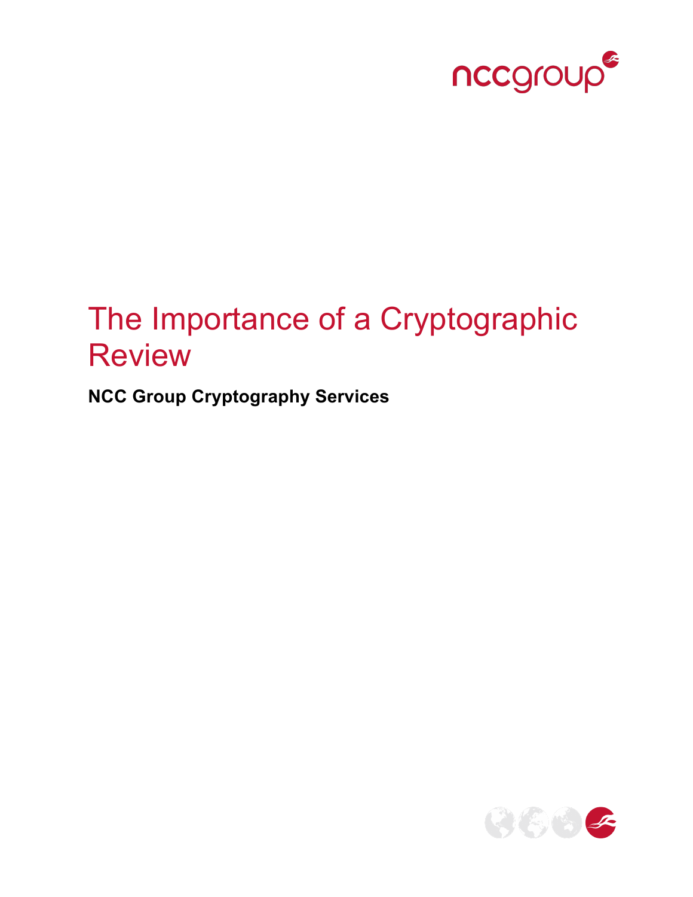# The Importance of a Cryptographic Review

**NCC Group Cryptography Services**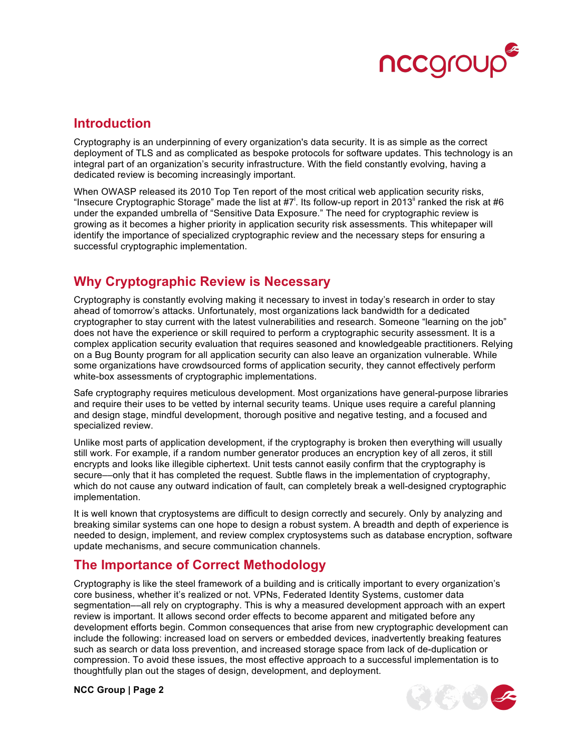## Introduction

Cryptography is an underpinning of every organization's data security. It is as simple as the correct deployment of TLS and as complicated as bespoke protocols for software updates. This technology is an integral part of an organization's security infrastructure. With the field constantly evolving, having a dedicated review is becoming increasingly important.

When OWASP released its 2010 Top Ten report of the most critical web application security risks, "Insecure Cryptographic Storage" made the list at #7[i]. Its follow-up report in 2013[ii] ranked the risk at #6 under the expanded umbrella of "Sensitive Data Exposure." The need for cryptographic review is growing as it becomes a higher priority in application security risk assessments. This whitepaper will identify the importance of specialized cryptographic review and the necessary steps for ensuring a successful cryptographic implementation.

## Why Cryptographic Review is Necessary

Cryptography is constantly evolving making it necessary to invest in today's research in order to stay ahead of tomorrow's attacks. Unfortunately, most organizations lack bandwidth for a dedicated cryptographer to stay current with the latest vulnerabilities and research. Someone "learning on the job" does not have the experience or skill required to perform a cryptographic security assessment. It is a complex application security evaluation that requires seasoned and knowledgeable practitioners. Relying on a Bug Bounty program for all application security can also leave an organization vulnerable. While some organizations have crowdsourced forms of application security, they cannot effectively perform white-box assessments of cryptographic implementations.

Safe cryptography requires meticulous development. Most organizations have general-purpose libraries and require their uses to be vetted by internal security teams. Unique uses require a careful planning and design stage, mindful development, thorough positive and negative testing, and a focused and specialized review.

Unlike most parts of application development, if the cryptography is broken then everything will usually still work. For example, if a random number generator produces an encryption key of all zeros, it still encrypts and looks like illegible ciphertext. Unit tests cannot easily confirm that the cryptography is secure––only that it has completed the request. Subtle flaws in the implementation of cryptography, which do not cause any outward indication of fault, can completely break a well-designed cryptographic implementation.

It is well known that cryptosystems are difficult to design correctly and securely. Only by analyzing and breaking similar systems can one hope to design a robust system. A breadth and depth of experience is needed to design, implement, and review complex cryptosystems such as database encryption, software update mechanisms, and secure communication channels.

## The Importance of Correct Methodology

Cryptography is like the steel framework of a building and is critically important to every organization's core business, whether it's realized or not. VPNs, Federated Identity Systems, customer data segmentation––all rely on cryptography. This is why a measured development approach with an expert review is important. It allows second order effects to become apparent and mitigated before any development efforts begin. Common consequences that arise from new cryptographic development can include the following: increased load on servers or embedded devices, inadvertently breaking features such as search or data loss prevention, and increased storage space from lack of de-duplication or compression. To avoid these issues, the most effective approach to a successful implementation is to thoughtfully plan out the stages of design, development, and deployment.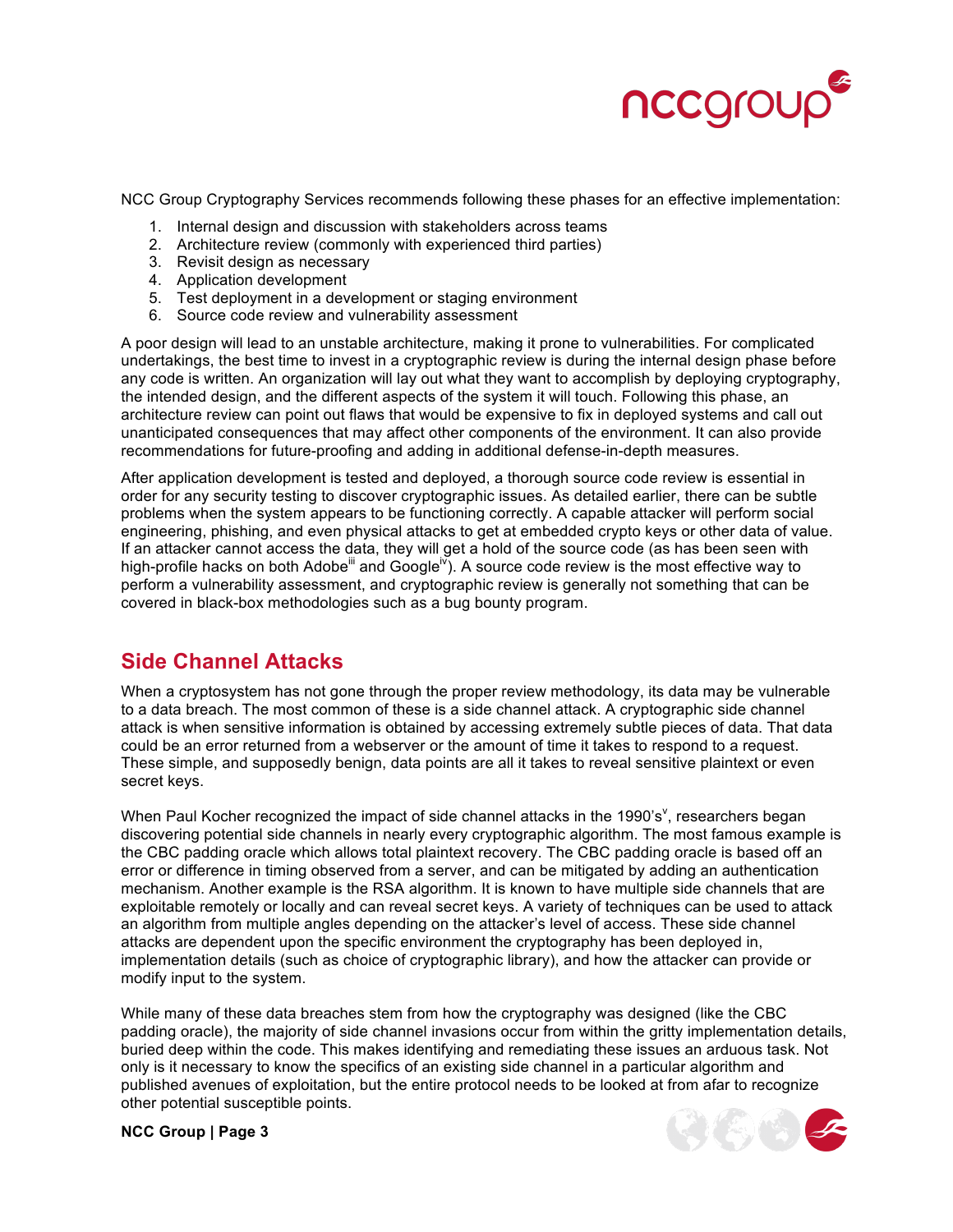NCC Group Cryptography Services recommends following these phases for an effective implementation:

1. Internal design and discussion with stakeholders across teams
2. Architecture review (commonly with experienced third parties)
3. Revisit design as necessary
4. Application development
5. Test deployment in a development or staging environment
6. Source code review and vulnerability assessment

A poor design will lead to an unstable architecture, making it prone to vulnerabilities. For complicated undertakings, the best time to invest in a cryptographic review is during the internal design phase before any code is written. An organization will lay out what they want to accomplish by deploying cryptography, the intended design, and the different aspects of the system it will touch. Following this phase, an architecture review can point out flaws that would be expensive to fix in deployed systems and call out unanticipated consequences that may affect other components of the environment. It can also provide recommendations for future-proofing and adding in additional defense-in-depth measures.

After application development is tested and deployed, a thorough source code review is essential in order for any security testing to discover cryptographic issues. As detailed earlier, there can be subtle problems when the system appears to be functioning correctly. A capable attacker will perform social engineering, phishing, and even physical attacks to get at embedded crypto keys or other data of value. If an attacker cannot access the data, they will get a hold of the source code (as has been seen with high-profile hacks on both Adobe[iii] and Google[iv]). A source code review is the most effective way to perform a vulnerability assessment, and cryptographic review is generally not something that can be covered in black-box methodologies such as a bug bounty program.

## Side Channel Attacks

When a cryptosystem has not gone through the proper review methodology, its data may be vulnerable to a data breach. The most common of these is a side channel attack. A cryptographic side channel attack is when sensitive information is obtained by accessing extremely subtle pieces of data. That data could be an error returned from a webserver or the amount of time it takes to respond to a request. These simple, and supposedly benign, data points are all it takes to reveal sensitive plaintext or even secret keys.

When Paul Kocher recognized the impact of side channel attacks in the 1990's[v], researchers began discovering potential side channels in nearly every cryptographic algorithm. The most famous example is the CBC padding oracle which allows total plaintext recovery. The CBC padding oracle is based off an error or difference in timing observed from a server, and can be mitigated by adding an authentication mechanism. Another example is the RSA algorithm. It is known to have multiple side channels that are exploitable remotely or locally and can reveal secret keys. A variety of techniques can be used to attack an algorithm from multiple angles depending on the attacker's level of access. These side channel attacks are dependent upon the specific environment the cryptography has been deployed in, implementation details (such as choice of cryptographic library), and how the attacker can provide or modify input to the system.

While many of these data breaches stem from how the cryptography was designed (like the CBC padding oracle), the majority of side channel invasions occur from within the gritty implementation details, buried deep within the code. This makes identifying and remediating these issues an arduous task. Not only is it necessary to know the specifics of an existing side channel in a particular algorithm and published avenues of exploitation, but the entire protocol needs to be looked at from afar to recognize other potential susceptible points.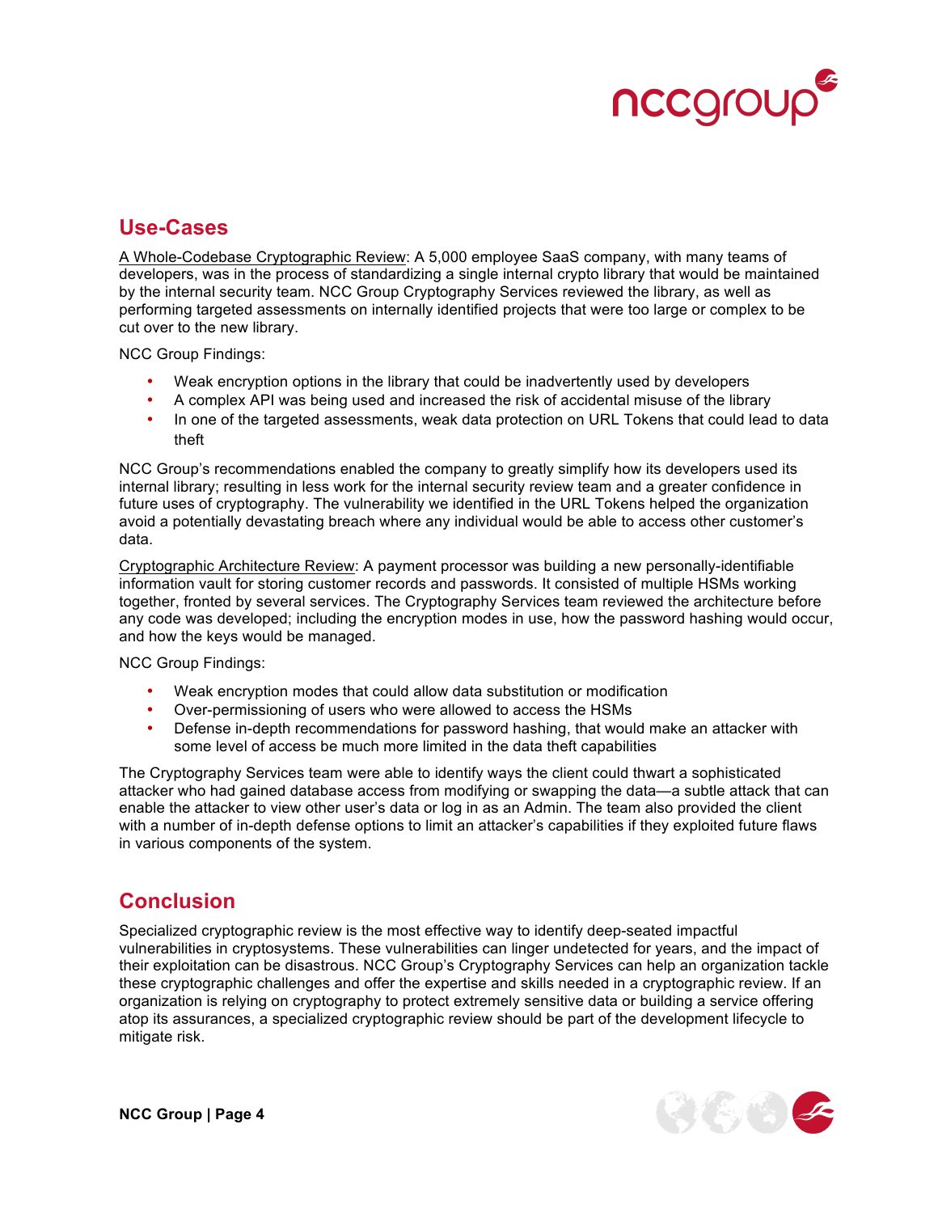## Use-Cases

A Whole-Codebase Cryptographic Review: A 5,000 employee SaaS company, with many teams of developers, was in the process of standardizing a single internal crypto library that would be maintained by the internal security team. NCC Group Cryptography Services reviewed the library, as well as performing targeted assessments on internally identified projects that were too large or complex to be cut over to the new library.

NCC Group Findings:

- Weak encryption options in the library that could be inadvertently used by developers
- A complex API was being used and increased the risk of accidental misuse of the library
- In one of the targeted assessments, weak data protection on URL Tokens that could lead to data theft

NCC Group's recommendations enabled the company to greatly simplify how its developers used its internal library; resulting in less work for the internal security review team and a greater confidence in future uses of cryptography. The vulnerability we identified in the URL Tokens helped the organization avoid a potentially devastating breach where any individual would be able to access other customer's data.

Cryptographic Architecture Review: A payment processor was building a new personally-identifiable information vault for storing customer records and passwords. It consisted of multiple HSMs working together, fronted by several services. The Cryptography Services team reviewed the architecture before any code was developed; including the encryption modes in use, how the password hashing would occur, and how the keys would be managed.

NCC Group Findings:

- Weak encryption modes that could allow data substitution or modification
- Over-permissioning of users who were allowed to access the HSMs
- Defense in-depth recommendations for password hashing, that would make an attacker with some level of access be much more limited in the data theft capabilities

The Cryptography Services team were able to identify ways the client could thwart a sophisticated attacker who had gained database access from modifying or swapping the data—a subtle attack that can enable the attacker to view other user's data or log in as an Admin. The team also provided the client with a number of in-depth defense options to limit an attacker's capabilities if they exploited future flaws in various components of the system.

## Conclusion

Specialized cryptographic review is the most effective way to identify deep-seated impactful vulnerabilities in cryptosystems. These vulnerabilities can linger undetected for years, and the impact of their exploitation can be disastrous. NCC Group's Cryptography Services can help an organization tackle these cryptographic challenges and offer the expertise and skills needed in a cryptographic review. If an organization is relying on cryptography to protect extremely sensitive data or building a service offering atop its assurances, a specialized cryptographic review should be part of the development lifecycle to mitigate risk.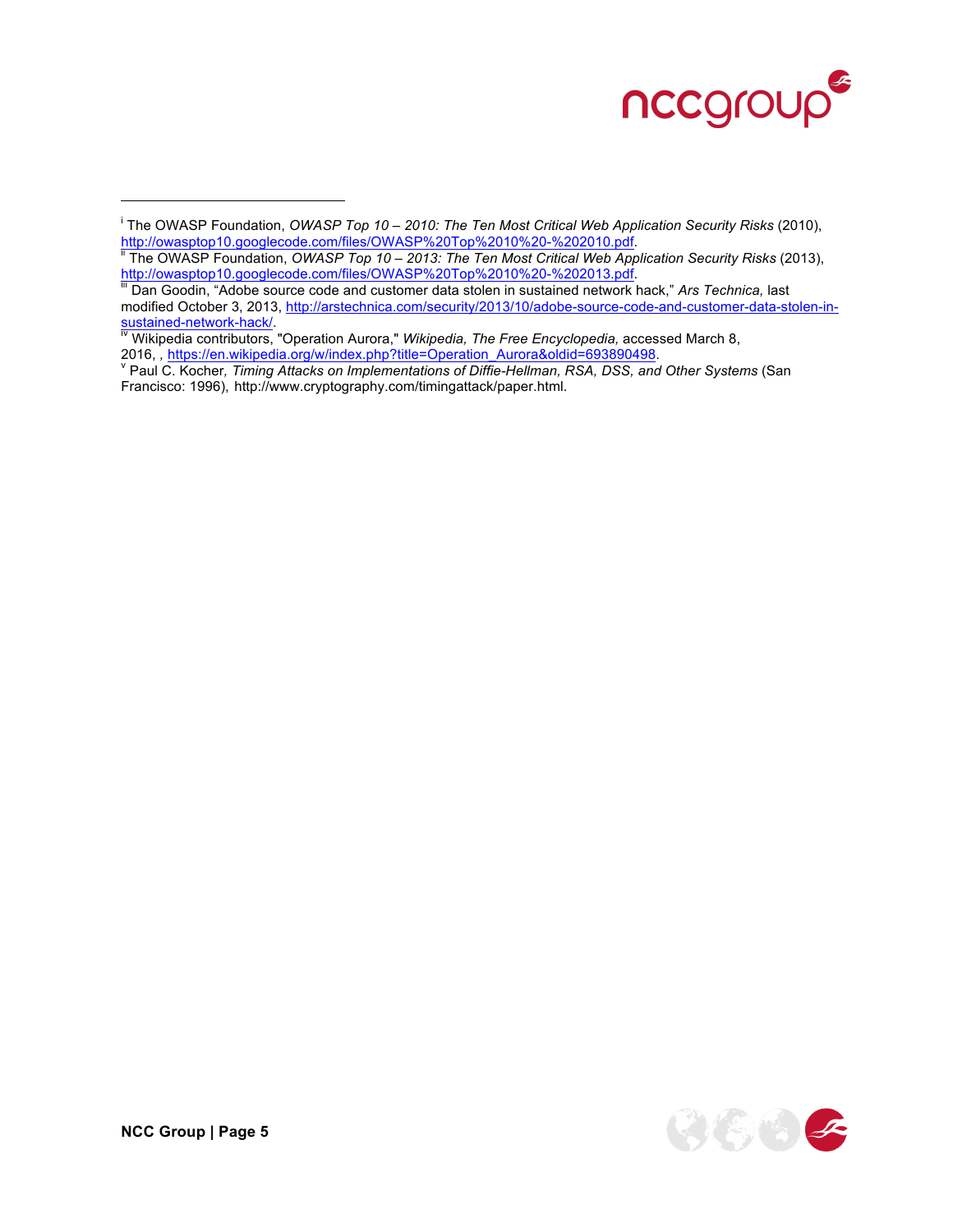[i] The OWASP Foundation, *OWASP Top 10 – 2010: The Ten Most Critical Web Application Security Risks* (2010), http://owasptop10.googlecode.com/files/OWASP%20Top%2010%20-%202010.pdf.

[ii] The OWASP Foundation, *OWASP Top 10 – 2013: The Ten Most Critical Web Application Security Risks* (2013), http://owasptop10.googlecode.com/files/OWASP%20Top%2010%20-%202013.pdf.

[iii] Dan Goodin, "Adobe source code and customer data stolen in sustained network hack," *Ars Technica,* last modified October 3, 2013, http://arstechnica.com/security/2013/10/adobe-source-code-and-customer-data-stolen-in-sustained-network-hack/.

[iv] Wikipedia contributors, "Operation Aurora," *Wikipedia, The Free Encyclopedia,* accessed March 8, 2016, , https://en.wikipedia.org/w/index.php?title=Operation_Aurora&oldid=693890498.

[v] Paul C. Kocher*, Timing Attacks on Implementations of Diffie-Hellman, RSA, DSS, and Other Systems* (San Francisco: 1996), http://www.cryptography.com/timingattack/paper.html.